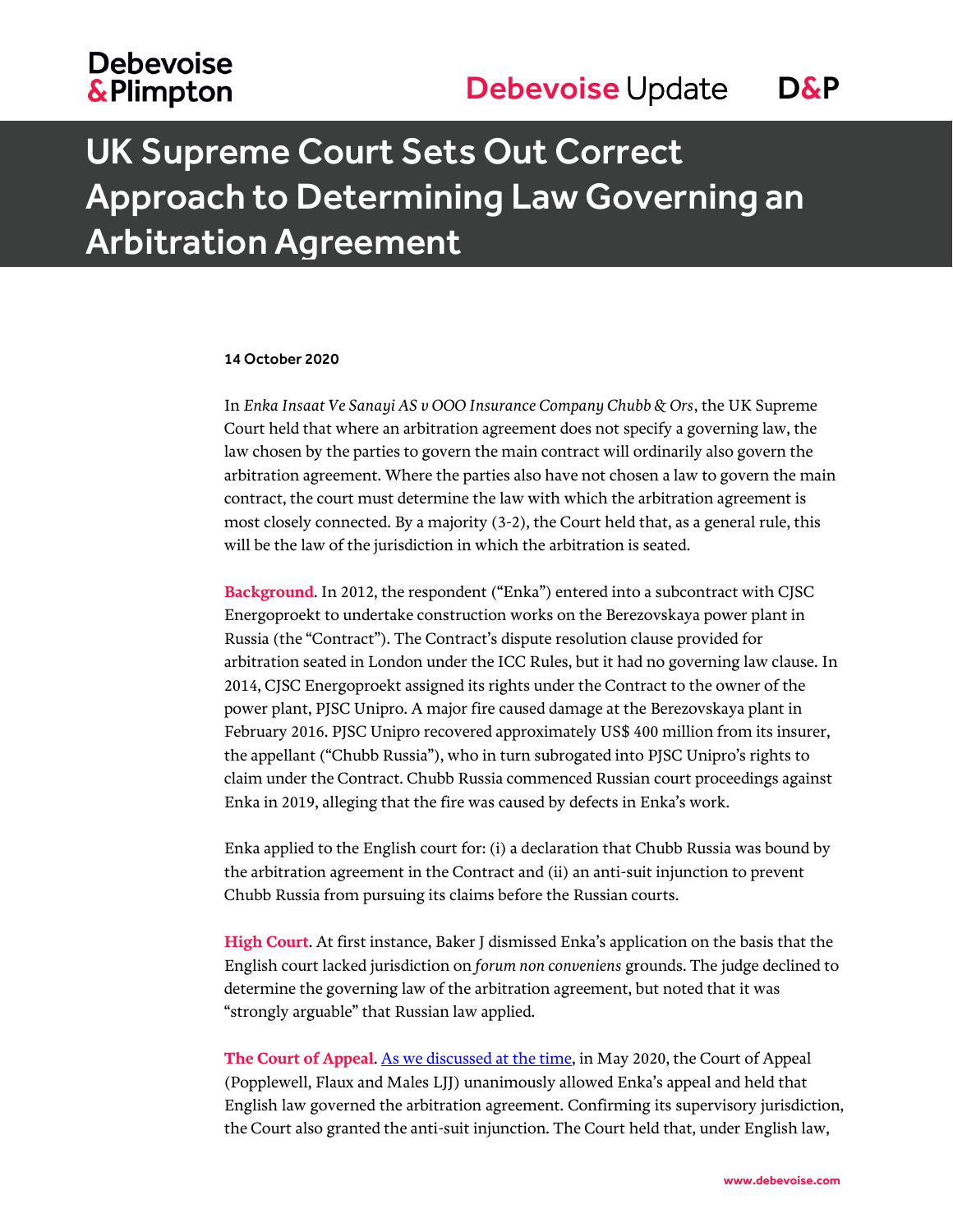# UK Supreme Court Sets Out Correct Approach to Determining Law Governing an Arbitration Agreement

**14 October 2020**

In *Enka Insaat Ve Sanayi AS v OOO Insurance Company Chubb & Ors*, the UK Supreme Court held that where an arbitration agreement does not specify a governing law, the law chosen by the parties to govern the main contract will ordinarily also govern the arbitration agreement. Where the parties also have not chosen a law to govern the main contract, the court must determine the law with which the arbitration agreement is most closely connected. By a majority (3-2), the Court held that, as a general rule, this will be the law of the jurisdiction in which the arbitration is seated.

**Background**. In 2012, the respondent ("Enka") entered into a subcontract with CJSC Energoproekt to undertake construction works on the Berezovskaya power plant in Russia (the "Contract"). The Contract's dispute resolution clause provided for arbitration seated in London under the ICC Rules, but it had no governing law clause. In 2014, CJSC Energoproekt assigned its rights under the Contract to the owner of the power plant, PJSC Unipro. A major fire caused damage at the Berezovskaya plant in February 2016. PJSC Unipro recovered approximately US$ 400 million from its insurer, the appellant ("Chubb Russia"), who in turn subrogated into PJSC Unipro's rights to claim under the Contract. Chubb Russia commenced Russian court proceedings against Enka in 2019, alleging that the fire was caused by defects in Enka's work.

Enka applied to the English court for: (i) a declaration that Chubb Russia was bound by the arbitration agreement in the Contract and (ii) an anti-suit injunction to prevent Chubb Russia from pursuing its claims before the Russian courts.

**High Court**. At first instance, Baker J dismissed Enka's application on the basis that the English court lacked jurisdiction on *forum non conveniens* grounds. The judge declined to determine the governing law of the arbitration agreement, but noted that it was "strongly arguable" that Russian law applied.

**The Court of Appeal**. As we discussed at the time, in May 2020, the Court of Appeal (Popplewell, Flaux and Males LJJ) unanimously allowed Enka's appeal and held that English law governed the arbitration agreement. Confirming its supervisory jurisdiction, the Court also granted the anti-suit injunction. The Court held that, under English law,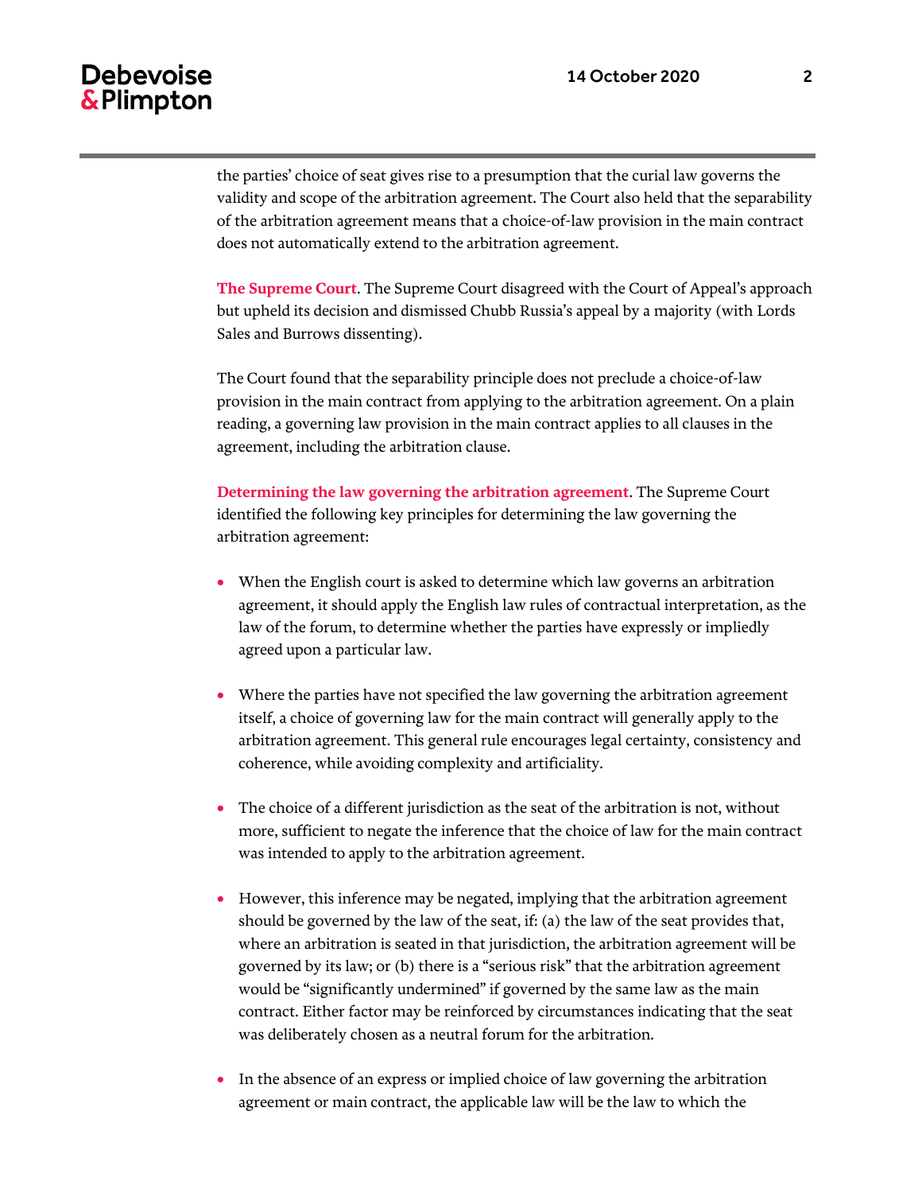the parties' choice of seat gives rise to a presumption that the curial law governs the validity and scope of the arbitration agreement. The Court also held that the separability of the arbitration agreement means that a choice-of-law provision in the main contract does not automatically extend to the arbitration agreement.

**The Supreme Court**. The Supreme Court disagreed with the Court of Appeal's approach but upheld its decision and dismissed Chubb Russia's appeal by a majority (with Lords Sales and Burrows dissenting).

The Court found that the separability principle does not preclude a choice-of-law provision in the main contract from applying to the arbitration agreement. On a plain reading, a governing law provision in the main contract applies to all clauses in the agreement, including the arbitration clause.

**Determining the law governing the arbitration agreement**. The Supreme Court identified the following key principles for determining the law governing the arbitration agreement:

- When the English court is asked to determine which law governs an arbitration agreement, it should apply the English law rules of contractual interpretation, as the law of the forum, to determine whether the parties have expressly or impliedly agreed upon a particular law.
- Where the parties have not specified the law governing the arbitration agreement itself, a choice of governing law for the main contract will generally apply to the arbitration agreement. This general rule encourages legal certainty, consistency and coherence, while avoiding complexity and artificiality.
- The choice of a different jurisdiction as the seat of the arbitration is not, without more, sufficient to negate the inference that the choice of law for the main contract was intended to apply to the arbitration agreement.
- However, this inference may be negated, implying that the arbitration agreement should be governed by the law of the seat, if: (a) the law of the seat provides that, where an arbitration is seated in that jurisdiction, the arbitration agreement will be governed by its law; or (b) there is a "serious risk" that the arbitration agreement would be "significantly undermined" if governed by the same law as the main contract. Either factor may be reinforced by circumstances indicating that the seat was deliberately chosen as a neutral forum for the arbitration.
- In the absence of an express or implied choice of law governing the arbitration agreement or main contract, the applicable law will be the law to which the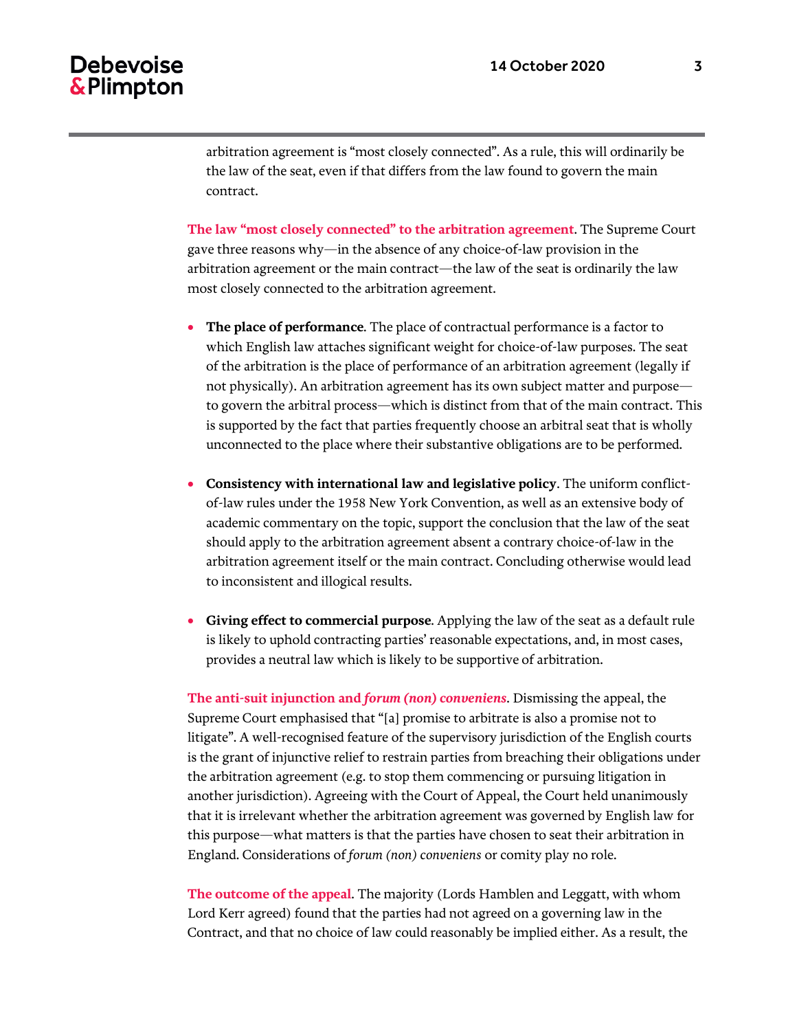arbitration agreement is "most closely connected". As a rule, this will ordinarily be the law of the seat, even if that differs from the law found to govern the main contract.

**The law "most closely connected" to the arbitration agreement**. The Supreme Court gave three reasons why—in the absence of any choice-of-law provision in the arbitration agreement or the main contract—the law of the seat is ordinarily the law most closely connected to the arbitration agreement.

- **The place of performance**. The place of contractual performance is a factor to which English law attaches significant weight for choice-of-law purposes. The seat of the arbitration is the place of performance of an arbitration agreement (legally if not physically). An arbitration agreement has its own subject matter and purpose—to govern the arbitral process—which is distinct from that of the main contract. This is supported by the fact that parties frequently choose an arbitral seat that is wholly unconnected to the place where their substantive obligations are to be performed.

- **Consistency with international law and legislative policy**. The uniform conflict-of-law rules under the 1958 New York Convention, as well as an extensive body of academic commentary on the topic, support the conclusion that the law of the seat should apply to the arbitration agreement absent a contrary choice-of-law in the arbitration agreement itself or the main contract. Concluding otherwise would lead to inconsistent and illogical results.

- **Giving effect to commercial purpose**. Applying the law of the seat as a default rule is likely to uphold contracting parties' reasonable expectations, and, in most cases, provides a neutral law which is likely to be supportive of arbitration.

**The anti-suit injunction and *forum (non) conveniens***. Dismissing the appeal, the Supreme Court emphasised that "[a] promise to arbitrate is also a promise not to litigate". A well-recognised feature of the supervisory jurisdiction of the English courts is the grant of injunctive relief to restrain parties from breaching their obligations under the arbitration agreement (e.g. to stop them commencing or pursuing litigation in another jurisdiction). Agreeing with the Court of Appeal, the Court held unanimously that it is irrelevant whether the arbitration agreement was governed by English law for this purpose—what matters is that the parties have chosen to seat their arbitration in England. Considerations of *forum (non) conveniens* or comity play no role.

**The outcome of the appeal**. The majority (Lords Hamblen and Leggatt, with whom Lord Kerr agreed) found that the parties had not agreed on a governing law in the Contract, and that no choice of law could reasonably be implied either. As a result, the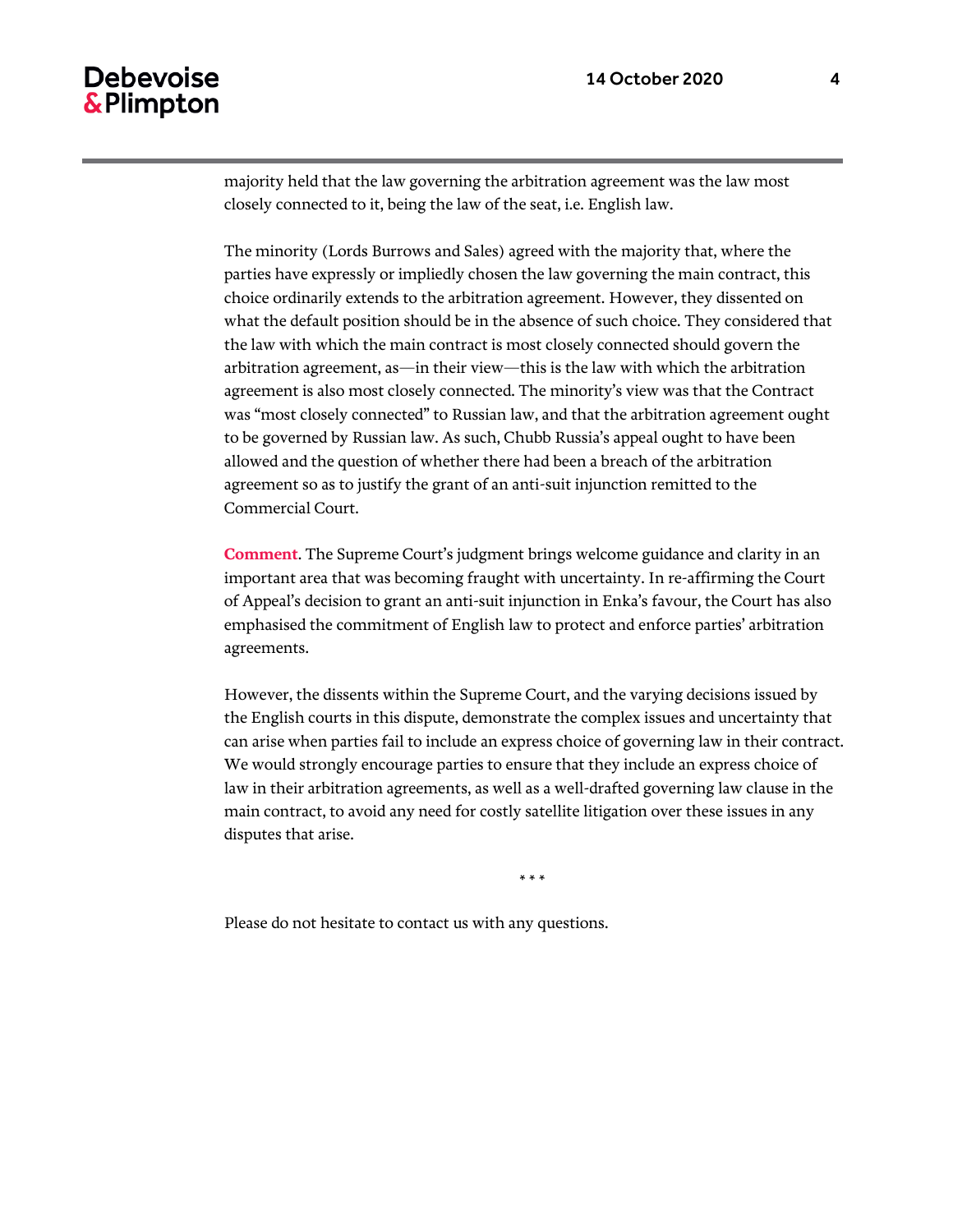majority held that the law governing the arbitration agreement was the law most closely connected to it, being the law of the seat, i.e. English law.

The minority (Lords Burrows and Sales) agreed with the majority that, where the parties have expressly or impliedly chosen the law governing the main contract, this choice ordinarily extends to the arbitration agreement. However, they dissented on what the default position should be in the absence of such choice. They considered that the law with which the main contract is most closely connected should govern the arbitration agreement, as—in their view—this is the law with which the arbitration agreement is also most closely connected. The minority's view was that the Contract was "most closely connected" to Russian law, and that the arbitration agreement ought to be governed by Russian law. As such, Chubb Russia's appeal ought to have been allowed and the question of whether there had been a breach of the arbitration agreement so as to justify the grant of an anti-suit injunction remitted to the Commercial Court.

**Comment**. The Supreme Court's judgment brings welcome guidance and clarity in an important area that was becoming fraught with uncertainty. In re-affirming the Court of Appeal's decision to grant an anti-suit injunction in Enka's favour, the Court has also emphasised the commitment of English law to protect and enforce parties' arbitration agreements.

However, the dissents within the Supreme Court, and the varying decisions issued by the English courts in this dispute, demonstrate the complex issues and uncertainty that can arise when parties fail to include an express choice of governing law in their contract. We would strongly encourage parties to ensure that they include an express choice of law in their arbitration agreements, as well as a well-drafted governing law clause in the main contract, to avoid any need for costly satellite litigation over these issues in any disputes that arise.

\* \* \*

Please do not hesitate to contact us with any questions.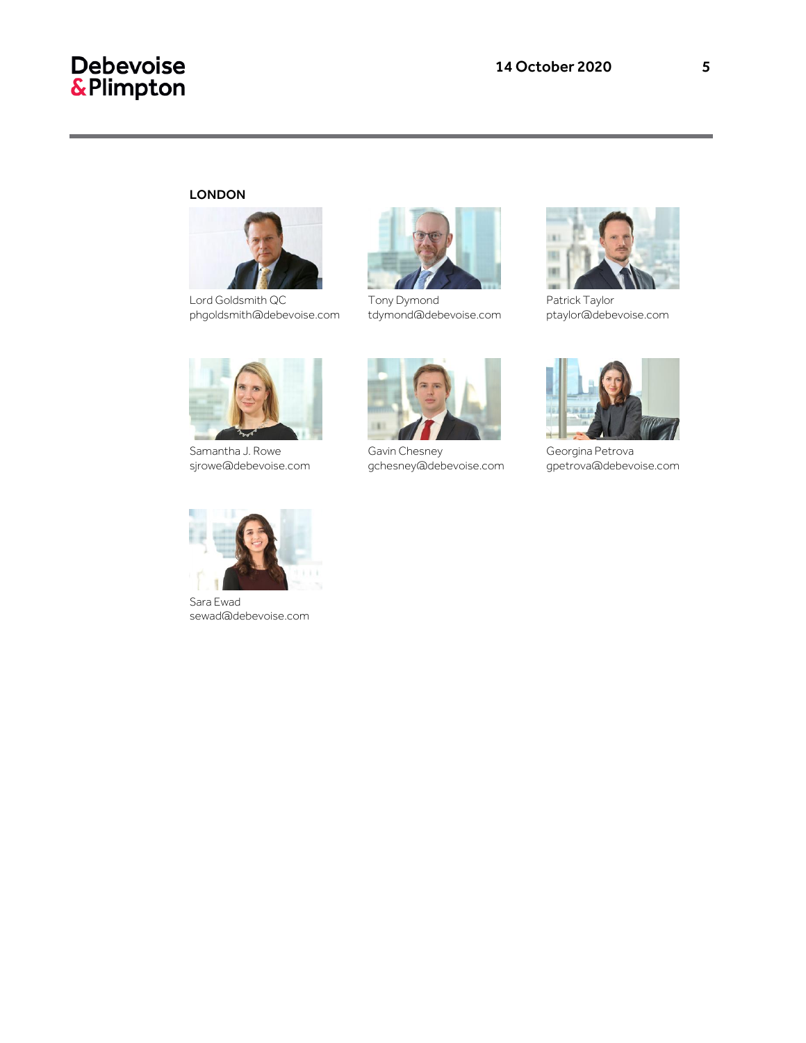## LONDON

Lord Goldsmith QC
phgoldsmith@debevoise.com

Tony Dymond
tdymond@debevoise.com

Patrick Taylor
ptaylor@debevoise.com

Samantha J. Rowe
sjrowe@debevoise.com

Gavin Chesney
gchesney@debevoise.com

Georgina Petrova
gpetrova@debevoise.com

Sara Ewad
sewad@debevoise.com